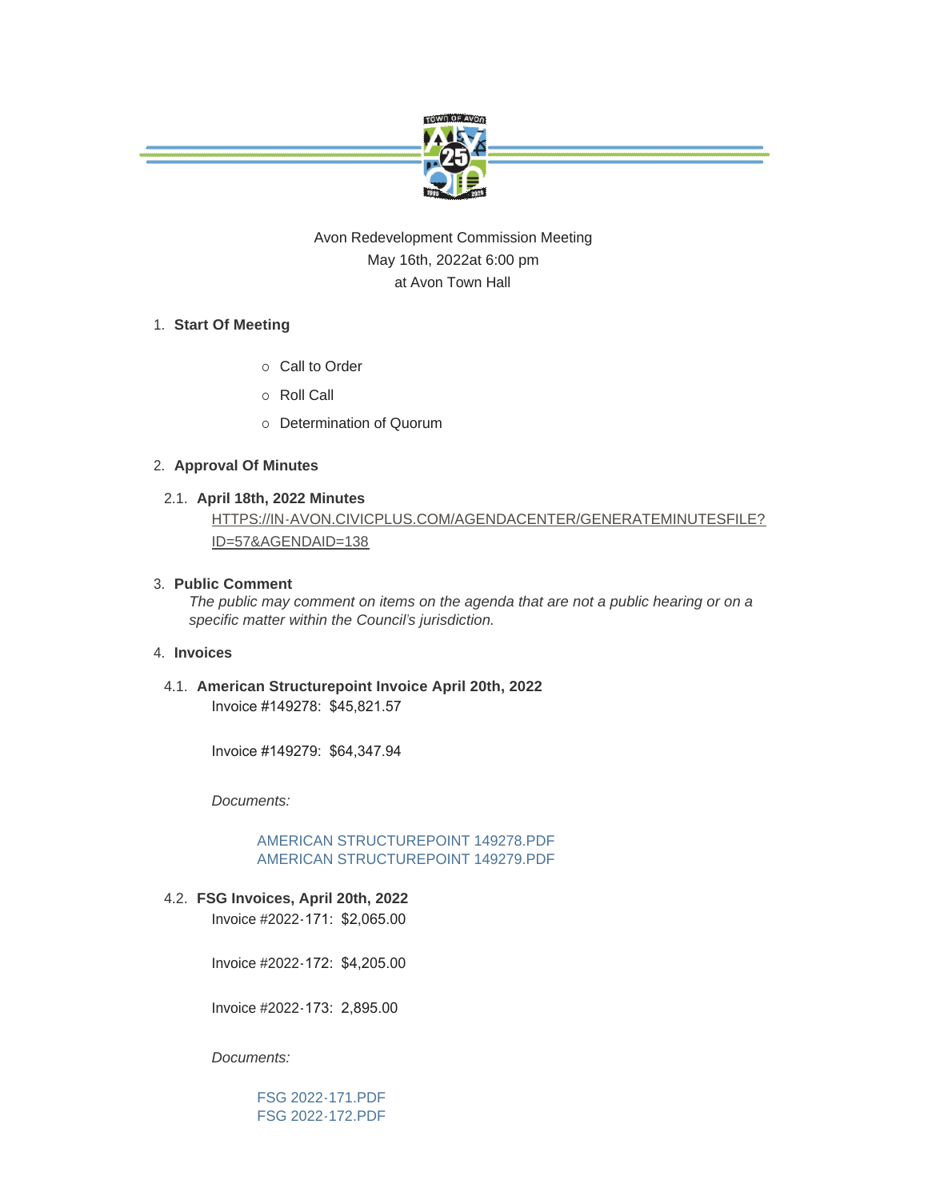Avon Redevelopment Commission Meeting
May 16th, 2022at 6:00 pm
at Avon Town Hall

1. **Start Of Meeting**
   - Call to Order
   - Roll Call
   - Determination of Quorum

2. **Approval Of Minutes**

   2.1. **April 18th, 2022 Minutes**
   HTTPS://IN-AVON.CIVICPLUS.COM/AGENDACENTER/GENERATEMINUTESFILE?ID=57&AGENDAID=138

3. **Public Comment**
   *The public may comment on items on the agenda that are not a public hearing or on a specific matter within the Council's jurisdiction.*

4. **Invoices**

   4.1. **American Structurepoint Invoice April 20th, 2022**
   Invoice #149278: $45,821.57

   Invoice #149279: $64,347.94

   *Documents:*

   AMERICAN STRUCTUREPOINT 149278.PDF
   AMERICAN STRUCTUREPOINT 149279.PDF

   4.2. **FSG Invoices, April 20th, 2022**
   Invoice #2022-171: $2,065.00

   Invoice #2022-172: $4,205.00

   Invoice #2022-173: 2,895.00

   *Documents:*

   FSG 2022-171.PDF
   FSG 2022-172.PDF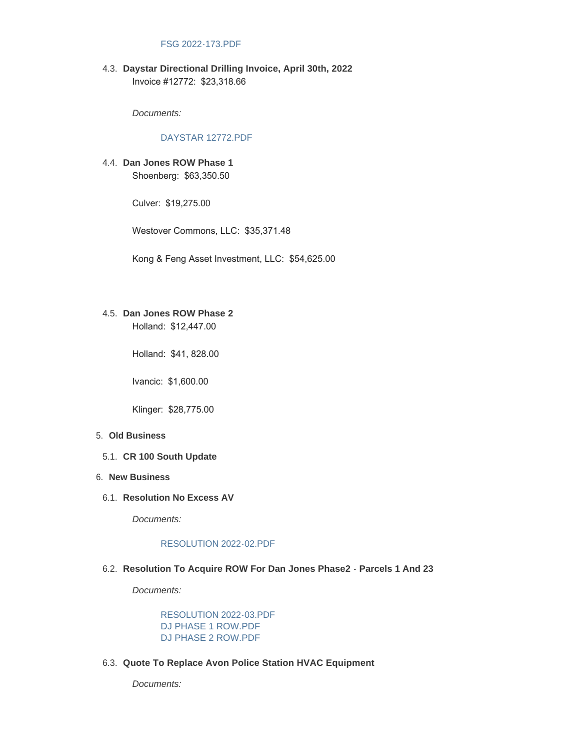FSG 2022-173.PDF

4.3. **Daystar Directional Drilling Invoice, April 30th, 2022**

Invoice #12772: $23,318.66

*Documents:*

DAYSTAR 12772.PDF

4.4. **Dan Jones ROW Phase 1**

Shoenberg: $63,350.50

Culver: $19,275.00

Westover Commons, LLC: $35,371.48

Kong & Feng Asset Investment, LLC: $54,625.00

4.5. **Dan Jones ROW Phase 2**

Holland: $12,447.00

Holland: $41, 828.00

Ivancic: $1,600.00

Klinger: $28,775.00

5. **Old Business**

5.1. **CR 100 South Update**

6. **New Business**

6.1. **Resolution No Excess AV**

*Documents:*

RESOLUTION 2022-02.PDF

6.2. **Resolution To Acquire ROW For Dan Jones Phase2 - Parcels 1 And 23**

*Documents:*

RESOLUTION 2022-03.PDF
DJ PHASE 1 ROW.PDF
DJ PHASE 2 ROW.PDF

6.3. **Quote To Replace Avon Police Station HVAC Equipment**

*Documents:*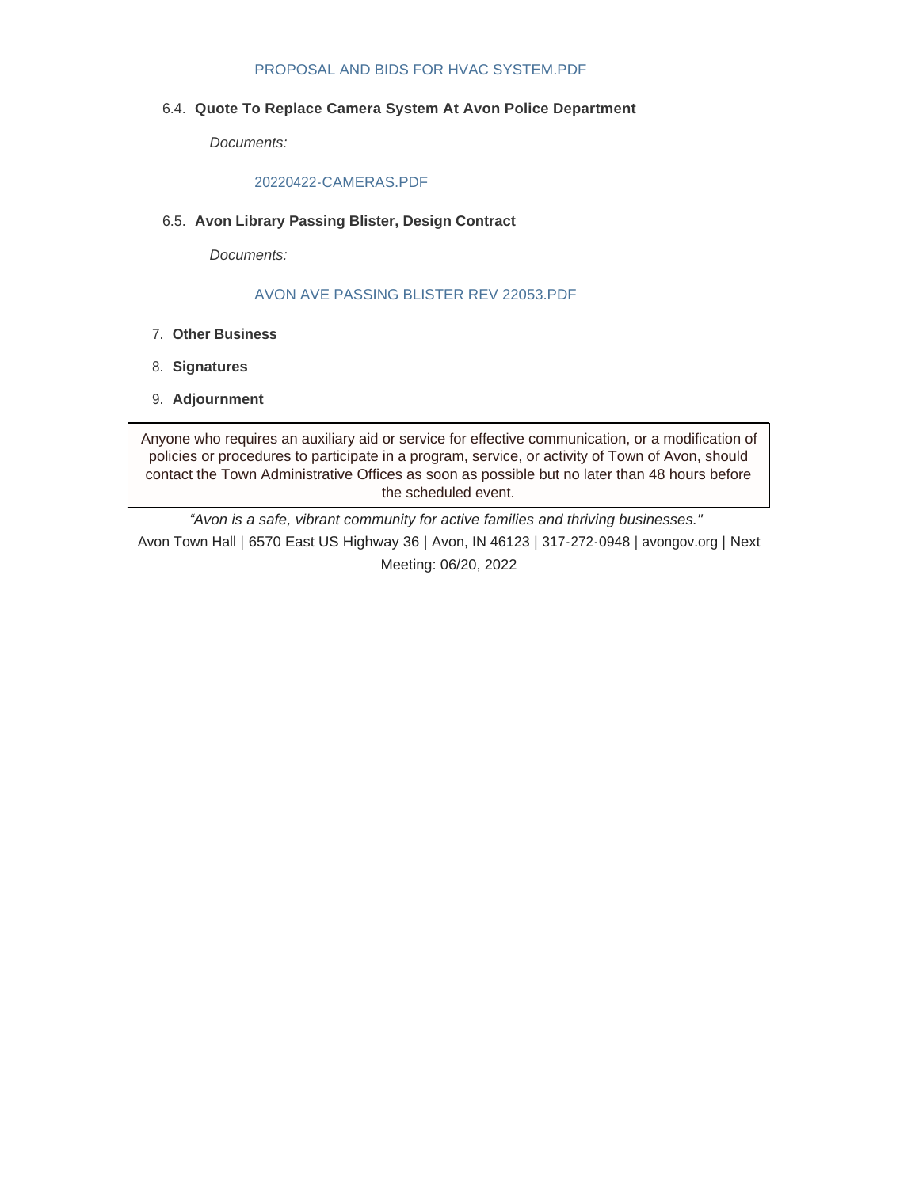PROPOSAL AND BIDS FOR HVAC SYSTEM.PDF

6.4. **Quote To Replace Camera System At Avon Police Department**

*Documents:*

20220422-CAMERAS.PDF

6.5. **Avon Library Passing Blister, Design Contract**

*Documents:*

AVON AVE PASSING BLISTER REV 22053.PDF

7. **Other Business**
8. **Signatures**
9. **Adjournment**

Anyone who requires an auxiliary aid or service for effective communication, or a modification of policies or procedures to participate in a program, service, or activity of Town of Avon, should contact the Town Administrative Offices as soon as possible but no later than 48 hours before the scheduled event.

*"Avon is a safe, vibrant community for active families and thriving businesses."*

Avon Town Hall | 6570 East US Highway 36 | Avon, IN 46123 | 317-272-0948 | avongov.org | Next Meeting: 06/20, 2022